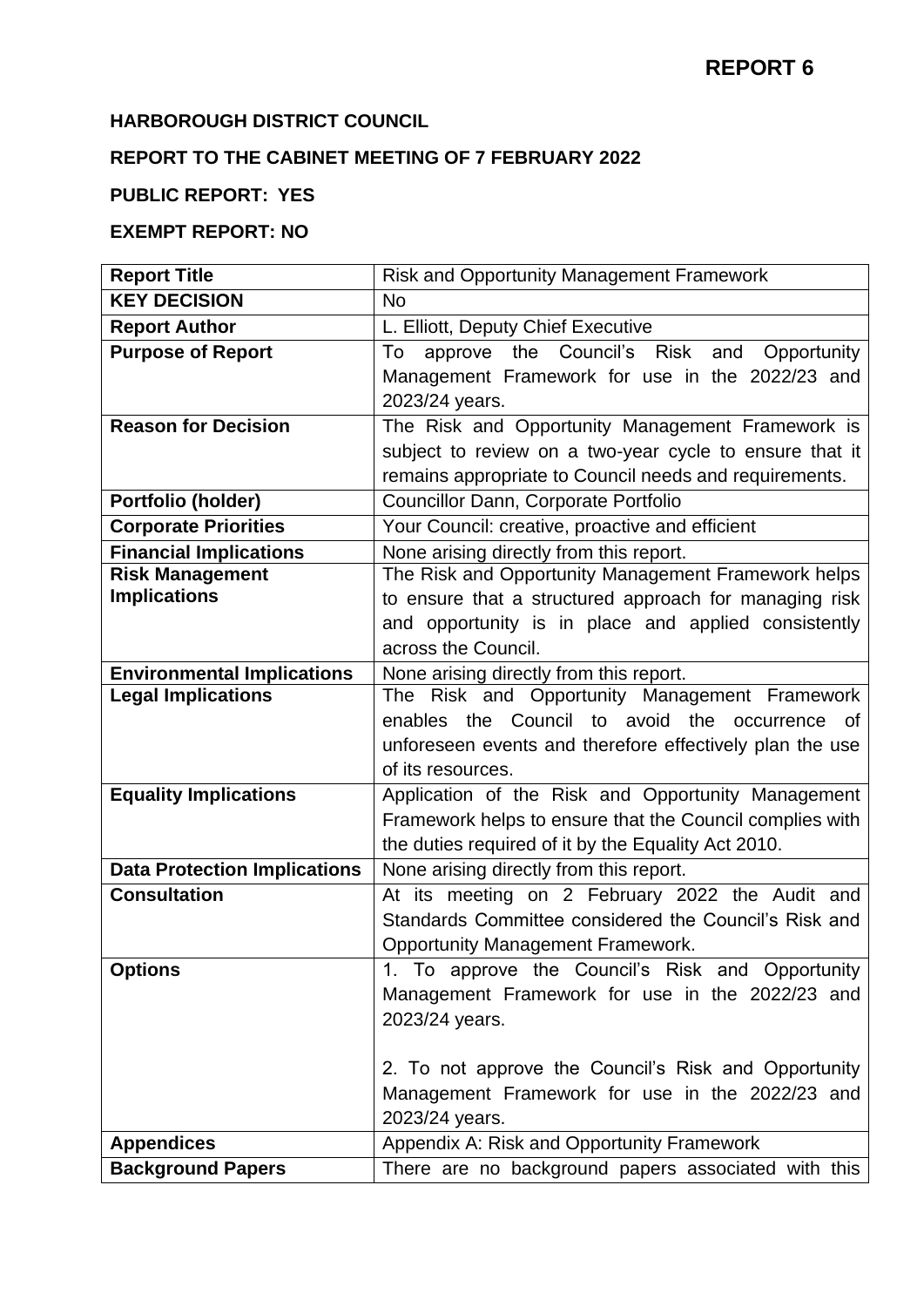**REPORT 6**

**HARBOROUGH DISTRICT COUNCIL**

**REPORT TO THE CABINET MEETING OF 7 FEBRUARY 2022**

**PUBLIC REPORT: YES**

**EXEMPT REPORT: NO**

| **Report Title** | Risk and Opportunity Management Framework |
|---|---|
| **KEY DECISION** | No |
| **Report Author** | L. Elliott, Deputy Chief Executive |
| **Purpose of Report** | To approve the Council's Risk and Opportunity Management Framework for use in the 2022/23 and 2023/24 years. |
| **Reason for Decision** | The Risk and Opportunity Management Framework is subject to review on a two-year cycle to ensure that it remains appropriate to Council needs and requirements. |
| **Portfolio (holder)** | Councillor Dann, Corporate Portfolio |
| **Corporate Priorities** | Your Council: creative, proactive and efficient |
| **Financial Implications** | None arising directly from this report. |
| **Risk Management Implications** | The Risk and Opportunity Management Framework helps to ensure that a structured approach for managing risk and opportunity is in place and applied consistently across the Council. |
| **Environmental Implications** | None arising directly from this report. |
| **Legal Implications** | The Risk and Opportunity Management Framework enables the Council to avoid the occurrence of unforeseen events and therefore effectively plan the use of its resources. |
| **Equality Implications** | Application of the Risk and Opportunity Management Framework helps to ensure that the Council complies with the duties required of it by the Equality Act 2010. |
| **Data Protection Implications** | None arising directly from this report. |
| **Consultation** | At its meeting on 2 February 2022 the Audit and Standards Committee considered the Council's Risk and Opportunity Management Framework. |
| **Options** | 1. To approve the Council's Risk and Opportunity Management Framework for use in the 2022/23 and 2023/24 years.<br><br>2. To not approve the Council's Risk and Opportunity Management Framework for use in the 2022/23 and 2023/24 years. |
| **Appendices** | Appendix A: Risk and Opportunity Framework |
| **Background Papers** | There are no background papers associated with this |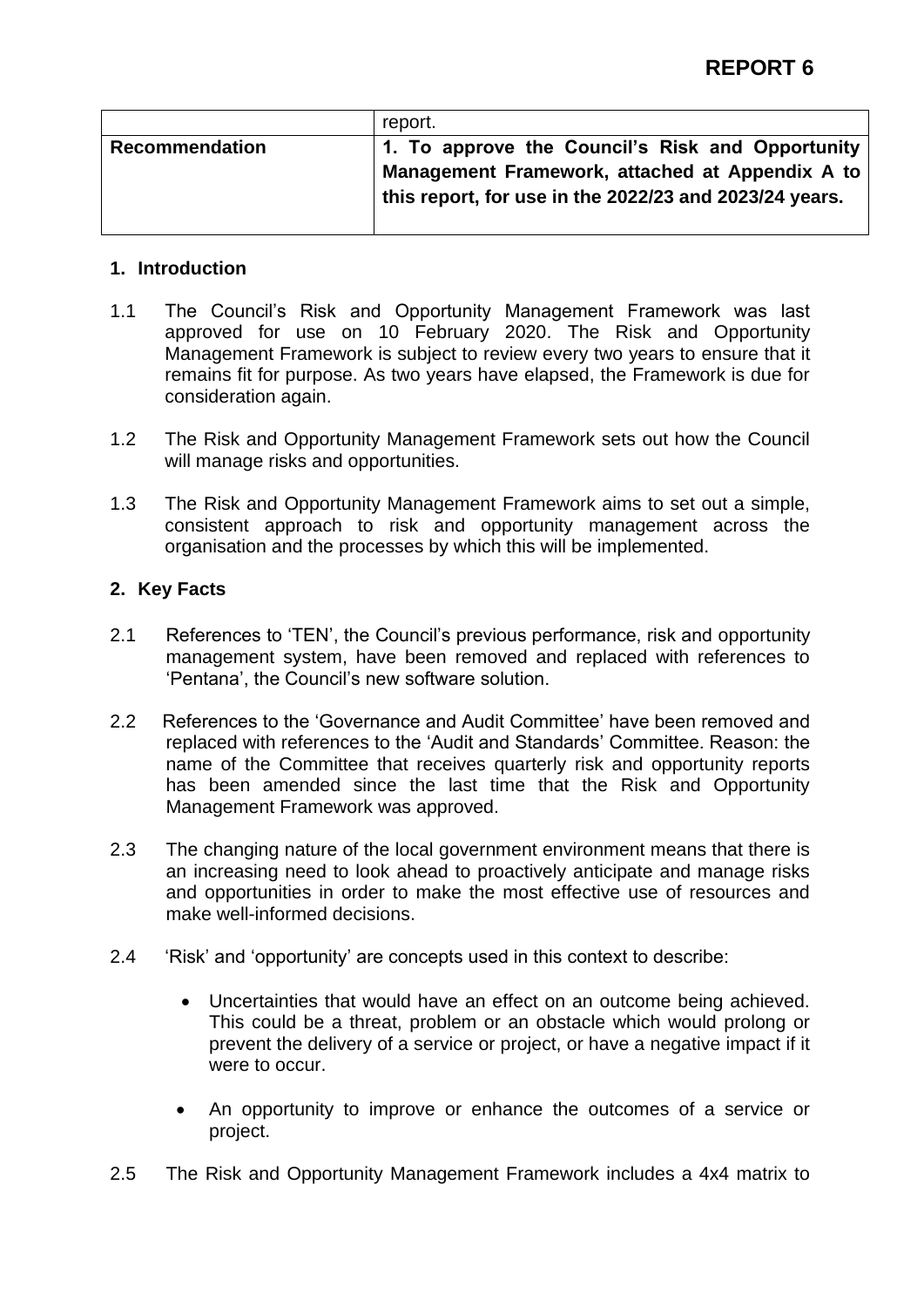|  | report. |
| --- | --- |
| **Recommendation** | **1. To approve the Council's Risk and Opportunity Management Framework, attached at Appendix A to this report, for use in the 2022/23 and 2023/24 years.** |

## 1. Introduction

1.1 The Council's Risk and Opportunity Management Framework was last approved for use on 10 February 2020. The Risk and Opportunity Management Framework is subject to review every two years to ensure that it remains fit for purpose. As two years have elapsed, the Framework is due for consideration again.

1.2 The Risk and Opportunity Management Framework sets out how the Council will manage risks and opportunities.

1.3 The Risk and Opportunity Management Framework aims to set out a simple, consistent approach to risk and opportunity management across the organisation and the processes by which this will be implemented.

## 2. Key Facts

2.1 References to 'TEN', the Council's previous performance, risk and opportunity management system, have been removed and replaced with references to 'Pentana', the Council's new software solution.

2.2 References to the 'Governance and Audit Committee' have been removed and replaced with references to the 'Audit and Standards' Committee. Reason: the name of the Committee that receives quarterly risk and opportunity reports has been amended since the last time that the Risk and Opportunity Management Framework was approved.

2.3 The changing nature of the local government environment means that there is an increasing need to look ahead to proactively anticipate and manage risks and opportunities in order to make the most effective use of resources and make well-informed decisions.

2.4 'Risk' and 'opportunity' are concepts used in this context to describe:

- Uncertainties that would have an effect on an outcome being achieved. This could be a threat, problem or an obstacle which would prolong or prevent the delivery of a service or project, or have a negative impact if it were to occur.
- An opportunity to improve or enhance the outcomes of a service or project.

2.5 The Risk and Opportunity Management Framework includes a 4x4 matrix to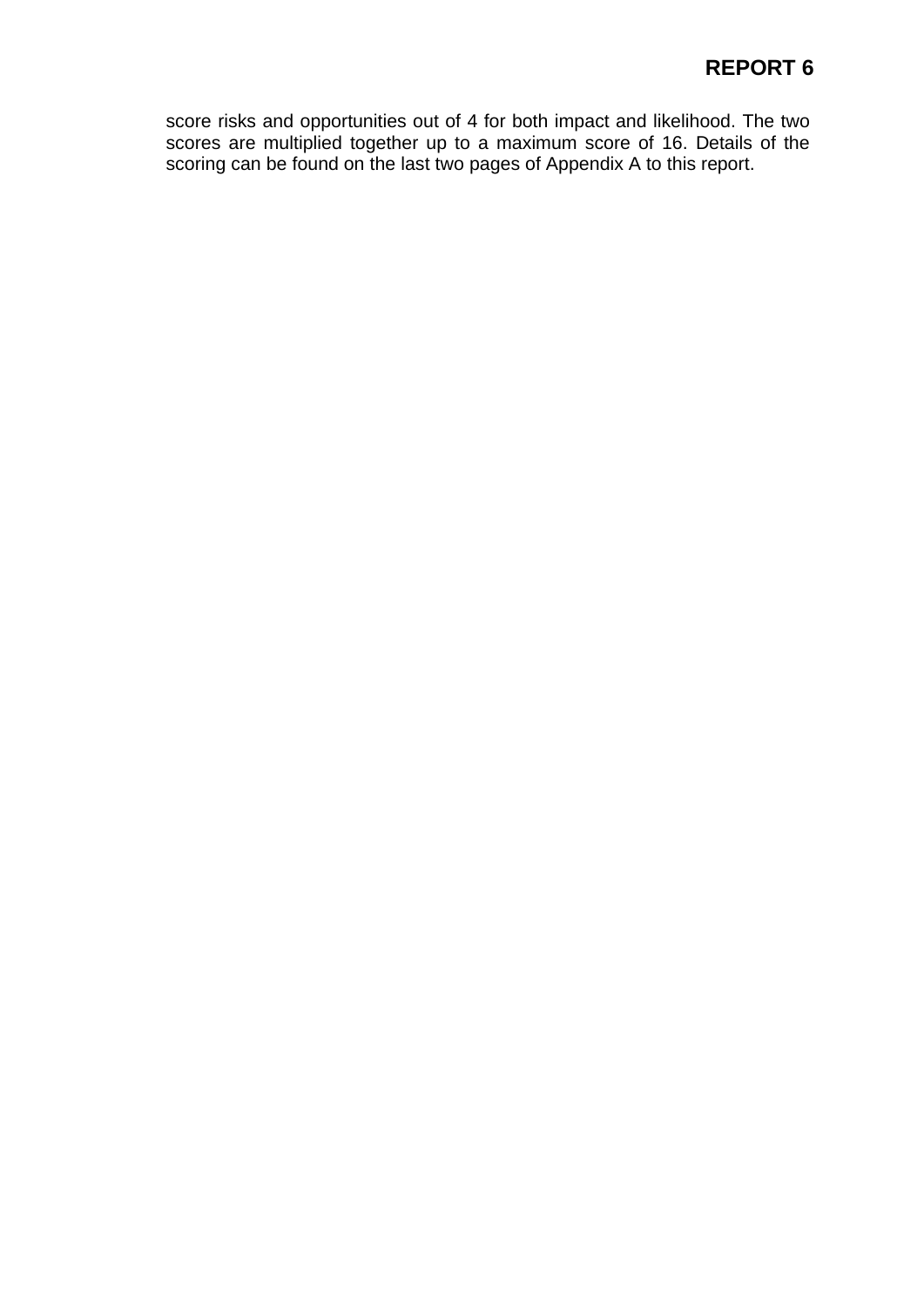score risks and opportunities out of 4 for both impact and likelihood. The two scores are multiplied together up to a maximum score of 16. Details of the scoring can be found on the last two pages of Appendix A to this report.